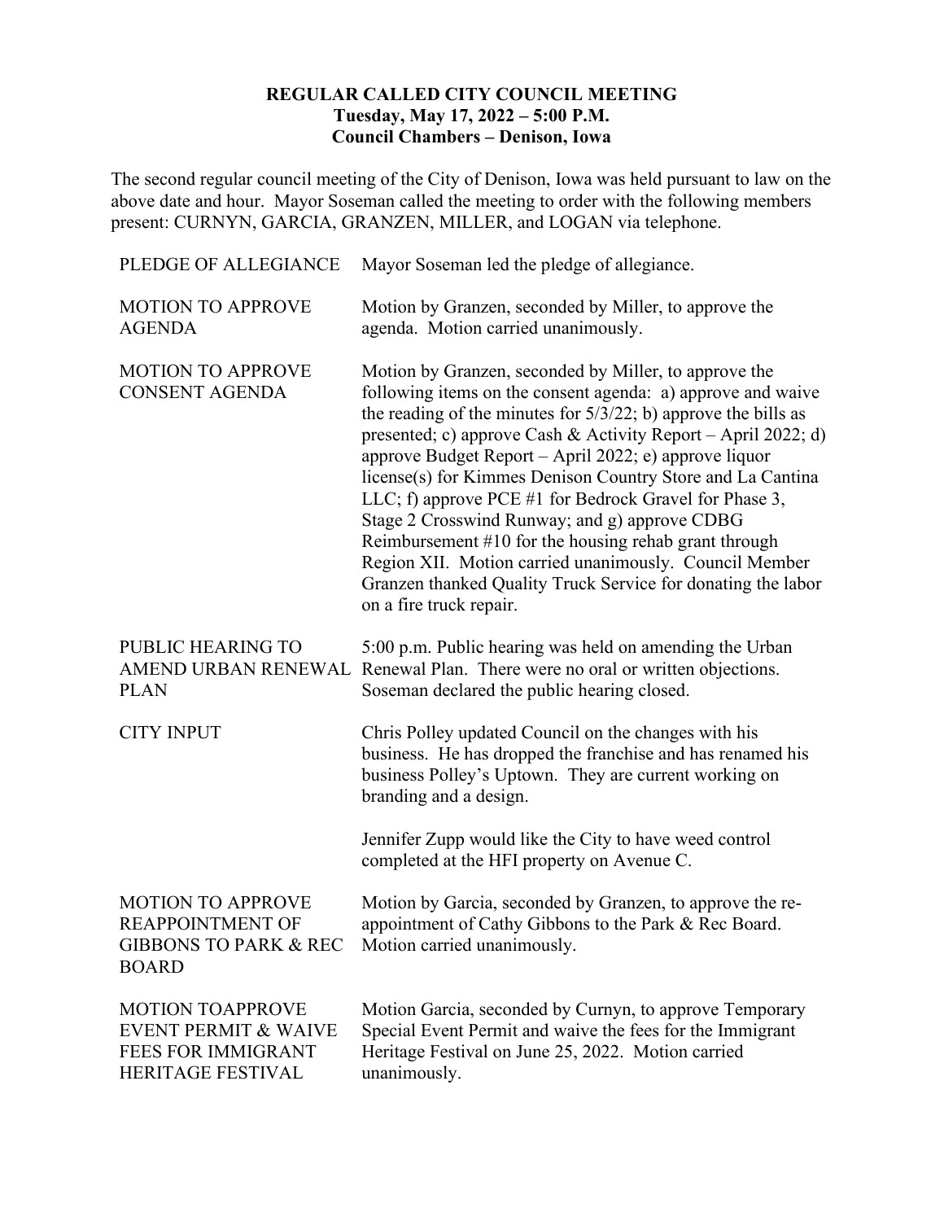**REGULAR CALLED CITY COUNCIL MEETING**
**Tuesday, May 17, 2022 – 5:00 P.M.**
**Council Chambers – Denison, Iowa**

The second regular council meeting of the City of Denison, Iowa was held pursuant to law on the above date and hour. Mayor Soseman called the meeting to order with the following members present: CURNYN, GARCIA, GRANZEN, MILLER, and LOGAN via telephone.

| | |
|---|---|
| PLEDGE OF ALLEGIANCE | Mayor Soseman led the pledge of allegiance. |
| MOTION TO APPROVE AGENDA | Motion by Granzen, seconded by Miller, to approve the agenda. Motion carried unanimously. |
| MOTION TO APPROVE CONSENT AGENDA | Motion by Granzen, seconded by Miller, to approve the following items on the consent agenda: a) approve and waive the reading of the minutes for 5/3/22; b) approve the bills as presented; c) approve Cash & Activity Report – April 2022; d) approve Budget Report – April 2022; e) approve liquor license(s) for Kimmes Denison Country Store and La Cantina LLC; f) approve PCE #1 for Bedrock Gravel for Phase 3, Stage 2 Crosswind Runway; and g) approve CDBG Reimbursement #10 for the housing rehab grant through Region XII. Motion carried unanimously. Council Member Granzen thanked Quality Truck Service for donating the labor on a fire truck repair. |
| PUBLIC HEARING TO AMEND URBAN RENEWAL PLAN | 5:00 p.m. Public hearing was held on amending the Urban Renewal Plan. There were no oral or written objections. Soseman declared the public hearing closed. |
| CITY INPUT | Chris Polley updated Council on the changes with his business. He has dropped the franchise and has renamed his business Polley's Uptown. They are current working on branding and a design. |
| | Jennifer Zupp would like the City to have weed control completed at the HFI property on Avenue C. |
| MOTION TO APPROVE REAPPOINTMENT OF GIBBONS TO PARK & REC BOARD | Motion by Garcia, seconded by Granzen, to approve the re-appointment of Cathy Gibbons to the Park & Rec Board. Motion carried unanimously. |
| MOTION TOAPPROVE EVENT PERMIT & WAIVE FEES FOR IMMIGRANT HERITAGE FESTIVAL | Motion Garcia, seconded by Curnyn, to approve Temporary Special Event Permit and waive the fees for the Immigrant Heritage Festival on June 25, 2022. Motion carried unanimously. |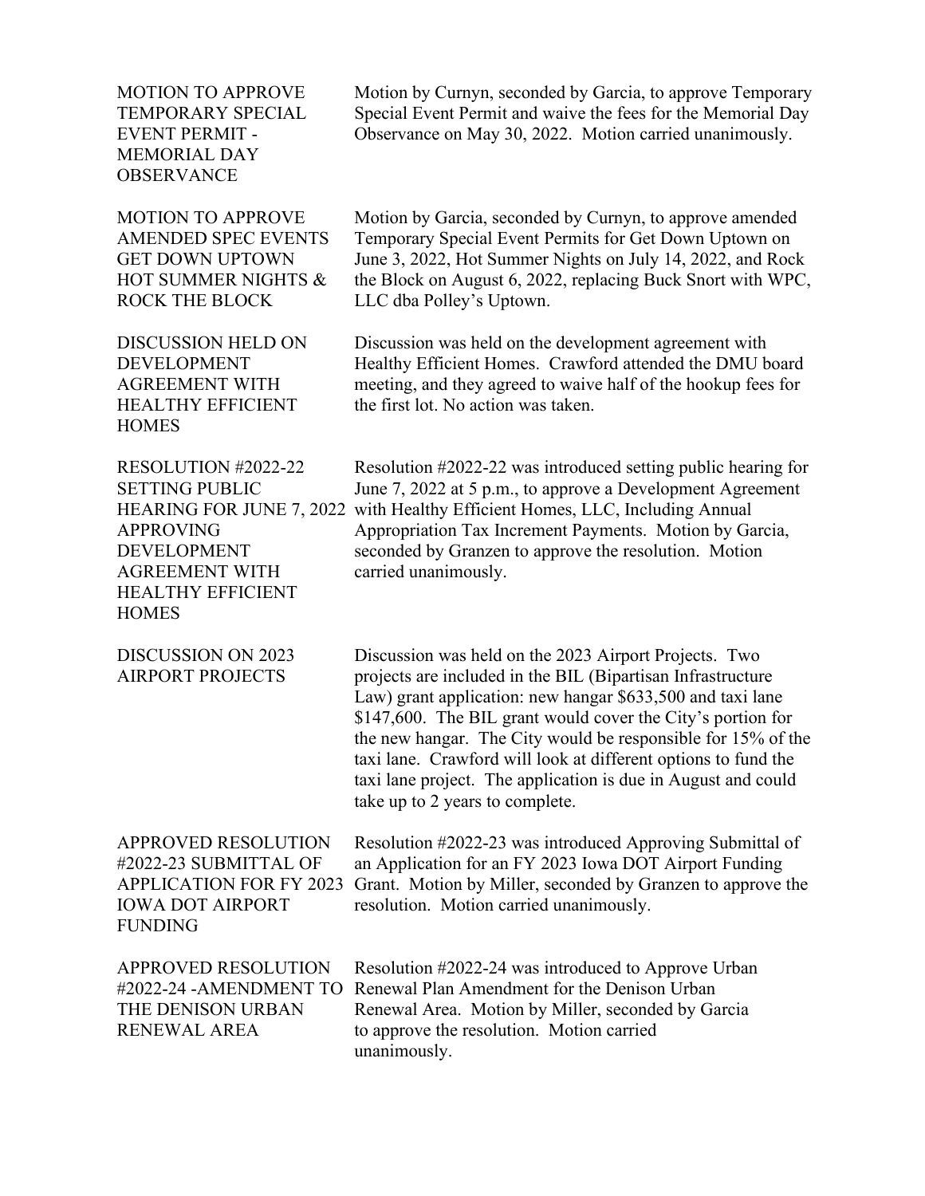| | |
|---|---|
| MOTION TO APPROVE TEMPORARY SPECIAL EVENT PERMIT - MEMORIAL DAY OBSERVANCE | Motion by Curnyn, seconded by Garcia, to approve Temporary Special Event Permit and waive the fees for the Memorial Day Observance on May 30, 2022. Motion carried unanimously. |
| MOTION TO APPROVE AMENDED SPEC EVENTS GET DOWN UPTOWN HOT SUMMER NIGHTS & ROCK THE BLOCK | Motion by Garcia, seconded by Curnyn, to approve amended Temporary Special Event Permits for Get Down Uptown on June 3, 2022, Hot Summer Nights on July 14, 2022, and Rock the Block on August 6, 2022, replacing Buck Snort with WPC, LLC dba Polley's Uptown. |
| DISCUSSION HELD ON DEVELOPMENT AGREEMENT WITH HEALTHY EFFICIENT HOMES | Discussion was held on the development agreement with Healthy Efficient Homes. Crawford attended the DMU board meeting, and they agreed to waive half of the hookup fees for the first lot. No action was taken. |
| RESOLUTION #2022-22 SETTING PUBLIC HEARING FOR JUNE 7, 2022 APPROVING DEVELOPMENT AGREEMENT WITH HEALTHY EFFICIENT HOMES | Resolution #2022-22 was introduced setting public hearing for June 7, 2022 at 5 p.m., to approve a Development Agreement with Healthy Efficient Homes, LLC, Including Annual Appropriation Tax Increment Payments. Motion by Garcia, seconded by Granzen to approve the resolution. Motion carried unanimously. |
| DISCUSSION ON 2023 AIRPORT PROJECTS | Discussion was held on the 2023 Airport Projects. Two projects are included in the BIL (Bipartisan Infrastructure Law) grant application: new hangar $633,500 and taxi lane $147,600. The BIL grant would cover the City's portion for the new hangar. The City would be responsible for 15% of the taxi lane. Crawford will look at different options to fund the taxi lane project. The application is due in August and could take up to 2 years to complete. |
| APPROVED RESOLUTION #2022-23 SUBMITTAL OF APPLICATION FOR FY 2023 IOWA DOT AIRPORT FUNDING | Resolution #2022-23 was introduced Approving Submittal of an Application for an FY 2023 Iowa DOT Airport Funding Grant. Motion by Miller, seconded by Granzen to approve the resolution. Motion carried unanimously. |
| APPROVED RESOLUTION #2022-24 -AMENDMENT TO THE DENISON URBAN RENEWAL AREA | Resolution #2022-24 was introduced to Approve Urban Renewal Plan Amendment for the Denison Urban Renewal Area. Motion by Miller, seconded by Garcia to approve the resolution. Motion carried unanimously. |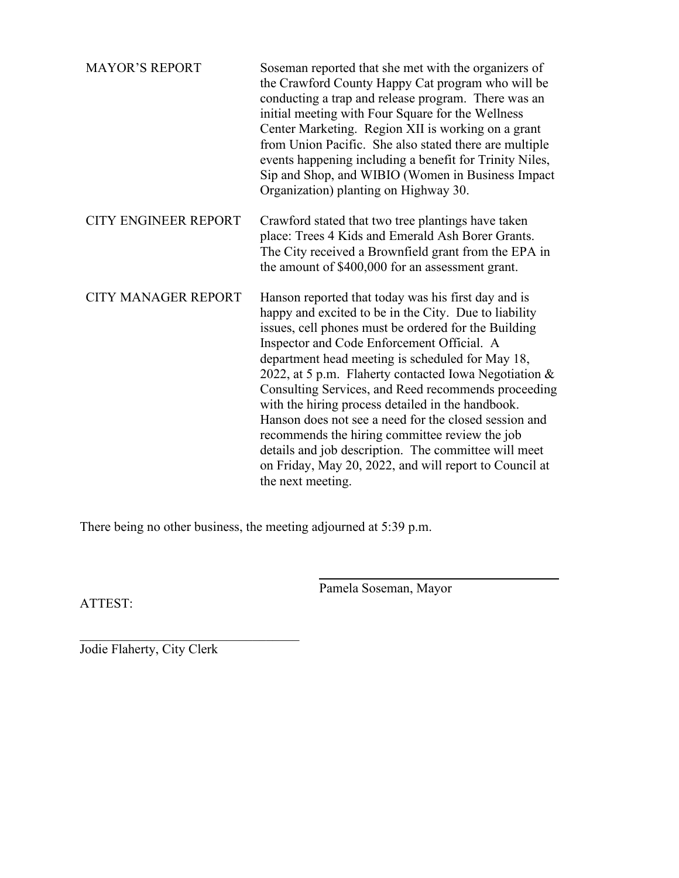MAYOR'S REPORT — Soseman reported that she met with the organizers of the Crawford County Happy Cat program who will be conducting a trap and release program. There was an initial meeting with Four Square for the Wellness Center Marketing. Region XII is working on a grant from Union Pacific. She also stated there are multiple events happening including a benefit for Trinity Niles, Sip and Shop, and WIBIO (Women in Business Impact Organization) planting on Highway 30.

CITY ENGINEER REPORT — Crawford stated that two tree plantings have taken place: Trees 4 Kids and Emerald Ash Borer Grants. The City received a Brownfield grant from the EPA in the amount of $400,000 for an assessment grant.

CITY MANAGER REPORT — Hanson reported that today was his first day and is happy and excited to be in the City. Due to liability issues, cell phones must be ordered for the Building Inspector and Code Enforcement Official. A department head meeting is scheduled for May 18, 2022, at 5 p.m. Flaherty contacted Iowa Negotiation & Consulting Services, and Reed recommends proceeding with the hiring process detailed in the handbook. Hanson does not see a need for the closed session and recommends the hiring committee review the job details and job description. The committee will meet on Friday, May 20, 2022, and will report to Council at the next meeting.

There being no other business, the meeting adjourned at 5:39 p.m.

\_\_\_\_\_\_\_\_\_\_\_\_\_\_\_\_\_\_\_\_\_\_\_\_\_\_\_\_\_\_\_\_\_\_\_

Pamela Soseman, Mayor

ATTEST:

\_\_\_\_\_\_\_\_\_\_\_\_\_\_\_\_\_\_\_\_\_\_\_\_\_\_\_\_\_\_\_\_\_\_\_

Jodie Flaherty, City Clerk